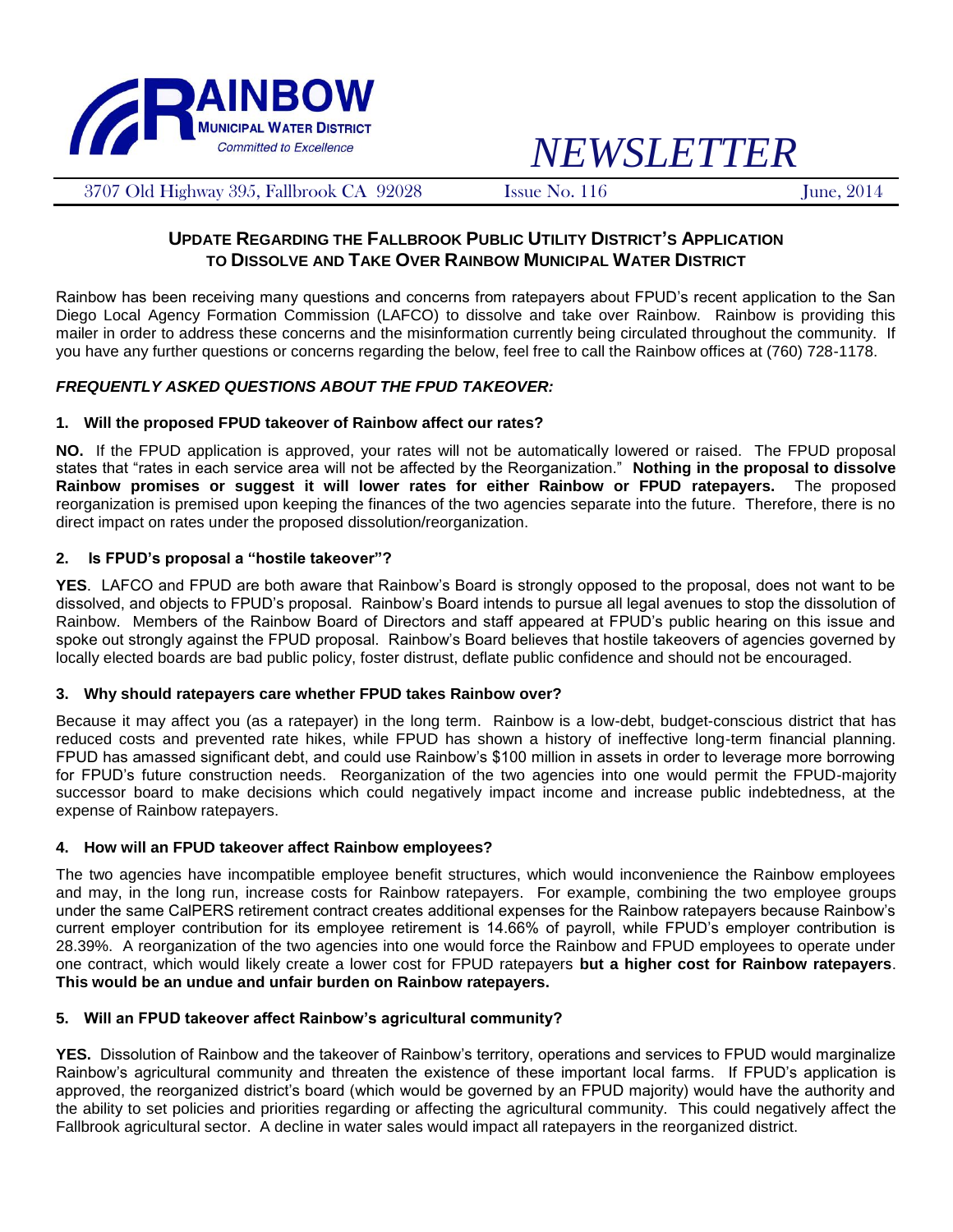# RAINBOW MUNICIPAL WATER DISTRICT

*Committed to Excellence*

# *NEWSLETTER*

3707 Old Highway 395, Fallbrook CA 92028 | Issue No. 116 | June, 2014

## UPDATE REGARDING THE FALLBROOK PUBLIC UTILITY DISTRICT'S APPLICATION TO DISSOLVE AND TAKE OVER RAINBOW MUNICIPAL WATER DISTRICT

Rainbow has been receiving many questions and concerns from ratepayers about FPUD's recent application to the San Diego Local Agency Formation Commission (LAFCO) to dissolve and take over Rainbow. Rainbow is providing this mailer in order to address these concerns and the misinformation currently being circulated throughout the community. If you have any further questions or concerns regarding the below, feel free to call the Rainbow offices at (760) 728-1178.

### *FREQUENTLY ASKED QUESTIONS ABOUT THE FPUD TAKEOVER:*

**1. Will the proposed FPUD takeover of Rainbow affect our rates?**

**NO.** If the FPUD application is approved, your rates will not be automatically lowered or raised. The FPUD proposal states that "rates in each service area will not be affected by the Reorganization." **Nothing in the proposal to dissolve Rainbow promises or suggest it will lower rates for either Rainbow or FPUD ratepayers.** The proposed reorganization is premised upon keeping the finances of the two agencies separate into the future. Therefore, there is no direct impact on rates under the proposed dissolution/reorganization.

**2. Is FPUD's proposal a "hostile takeover"?**

**YES**. LAFCO and FPUD are both aware that Rainbow's Board is strongly opposed to the proposal, does not want to be dissolved, and objects to FPUD's proposal. Rainbow's Board intends to pursue all legal avenues to stop the dissolution of Rainbow. Members of the Rainbow Board of Directors and staff appeared at FPUD's public hearing on this issue and spoke out strongly against the FPUD proposal. Rainbow's Board believes that hostile takeovers of agencies governed by locally elected boards are bad public policy, foster distrust, deflate public confidence and should not be encouraged.

**3. Why should ratepayers care whether FPUD takes Rainbow over?**

Because it may affect you (as a ratepayer) in the long term. Rainbow is a low-debt, budget-conscious district that has reduced costs and prevented rate hikes, while FPUD has shown a history of ineffective long-term financial planning. FPUD has amassed significant debt, and could use Rainbow's $100 million in assets in order to leverage more borrowing for FPUD's future construction needs. Reorganization of the two agencies into one would permit the FPUD-majority successor board to make decisions which could negatively impact income and increase public indebtedness, at the expense of Rainbow ratepayers.

**4. How will an FPUD takeover affect Rainbow employees?**

The two agencies have incompatible employee benefit structures, which would inconvenience the Rainbow employees and may, in the long run, increase costs for Rainbow ratepayers. For example, combining the two employee groups under the same CalPERS retirement contract creates additional expenses for the Rainbow ratepayers because Rainbow's current employer contribution for its employee retirement is 14.66% of payroll, while FPUD's employer contribution is 28.39%. A reorganization of the two agencies into one would force the Rainbow and FPUD employees to operate under one contract, which would likely create a lower cost for FPUD ratepayers **but a higher cost for Rainbow ratepayers**. **This would be an undue and unfair burden on Rainbow ratepayers.**

**5. Will an FPUD takeover affect Rainbow's agricultural community?**

**YES.** Dissolution of Rainbow and the takeover of Rainbow's territory, operations and services to FPUD would marginalize Rainbow's agricultural community and threaten the existence of these important local farms. If FPUD's application is approved, the reorganized district's board (which would be governed by an FPUD majority) would have the authority and the ability to set policies and priorities regarding or affecting the agricultural community. This could negatively affect the Fallbrook agricultural sector. A decline in water sales would impact all ratepayers in the reorganized district.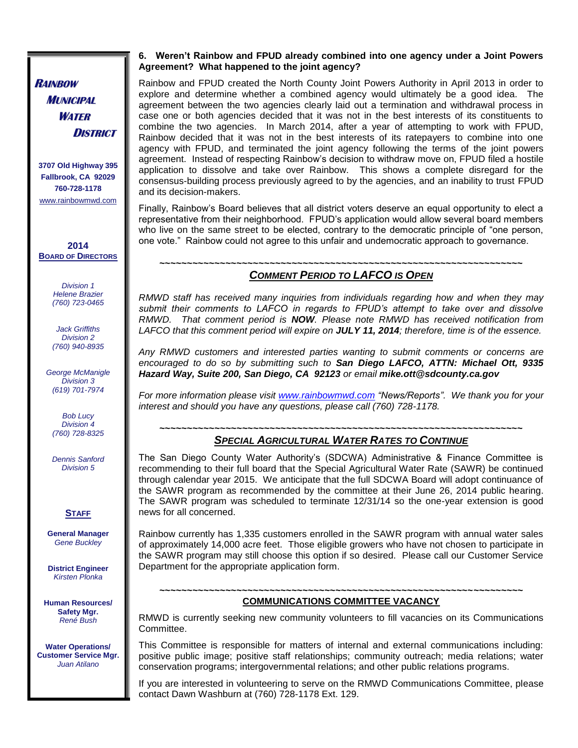**RAINBOW MUNICIPAL WATER DISTRICT**

**3707 Old Highway 395**
**Fallbrook, CA 92029**
**760-728-1178**
www.rainbowmwd.com

**2014**
**BOARD OF DIRECTORS**

*Division 1*
*Helene Brazier*
*(760) 723-0465*

*Jack Griffiths*
*Division 2*
*(760) 940-8935*

*George McManigle*
*Division 3*
*(619) 701-7974*

*Bob Lucy*
*Division 4*
*(760) 728-8325*

*Dennis Sanford*
*Division 5*

**STAFF**

**General Manager**
*Gene Buckley*

**District Engineer**
*Kirsten Plonka*

**Human Resources/ Safety Mgr.**
*René Bush*

**Water Operations/ Customer Service Mgr.**
*Juan Atilano*

**6. Weren't Rainbow and FPUD already combined into one agency under a Joint Powers Agreement? What happened to the joint agency?**

Rainbow and FPUD created the North County Joint Powers Authority in April 2013 in order to explore and determine whether a combined agency would ultimately be a good idea. The agreement between the two agencies clearly laid out a termination and withdrawal process in case one or both agencies decided that it was not in the best interests of its constituents to combine the two agencies. In March 2014, after a year of attempting to work with FPUD, Rainbow decided that it was not in the best interests of its ratepayers to combine into one agency with FPUD, and terminated the joint agency following the terms of the joint powers agreement. Instead of respecting Rainbow's decision to withdraw move on, FPUD filed a hostile application to dissolve and take over Rainbow. This shows a complete disregard for the consensus-building process previously agreed to by the agencies, and an inability to trust FPUD and its decision-makers.

Finally, Rainbow's Board believes that all district voters deserve an equal opportunity to elect a representative from their neighborhood. FPUD's application would allow several board members who live on the same street to be elected, contrary to the democratic principle of "one person, one vote." Rainbow could not agree to this unfair and undemocratic approach to governance.

~~~~~~~~~~~~~~~~~~~~~~~~~~~~~~~~~~~~~~~~~~~~~~~~~~~~~~~~~~~~~~~~~~~~~~~~

## ***COMMENT PERIOD TO LAFCO IS OPEN***

*RMWD staff has received many inquiries from individuals regarding how and when they may submit their comments to LAFCO in regards to FPUD's attempt to take over and dissolve RMWD. That comment period is* ***NOW****. Please note RMWD has received notification from LAFCO that this comment period will expire on* ***JULY 11, 2014****; therefore, time is of the essence.*

*Any RMWD customers and interested parties wanting to submit comments or concerns are encouraged to do so by submitting such to* ***San Diego LAFCO, ATTN: Michael Ott, 9335 Hazard Way, Suite 200, San Diego, CA 92123*** *or email* ***mike.ott@sdcounty.ca.gov***

*For more information please visit www.rainbowmwd.com "News/Reports". We thank you for your interest and should you have any questions, please call (760) 728-1178.*

~~~~~~~~~~~~~~~~~~~~~~~~~~~~~~~~~~~~~~~~~~~~~~~~~~~~~~~~~~~~~~~~~~~~~~~~

## ***SPECIAL AGRICULTURAL WATER RATES TO CONTINUE***

The San Diego County Water Authority's (SDCWA) Administrative & Finance Committee is recommending to their full board that the Special Agricultural Water Rate (SAWR) be continued through calendar year 2015. We anticipate that the full SDCWA Board will adopt continuance of the SAWR program as recommended by the committee at their June 26, 2014 public hearing. The SAWR program was scheduled to terminate 12/31/14 so the one-year extension is good news for all concerned.

Rainbow currently has 1,335 customers enrolled in the SAWR program with annual water sales of approximately 14,000 acre feet. Those eligible growers who have not chosen to participate in the SAWR program may still choose this option if so desired. Please call our Customer Service Department for the appropriate application form.

~~~~~~~~~~~~~~~~~~~~~~~~~~~~~~~~~~~~~~~~~~~~~~~~~~~~~~~~~~~~~~~~~~~~~~~~

## **COMMUNICATIONS COMMITTEE VACANCY**

RMWD is currently seeking new community volunteers to fill vacancies on its Communications Committee.

This Committee is responsible for matters of internal and external communications including: positive public image; positive staff relationships; community outreach; media relations; water conservation programs; intergovernmental relations; and other public relations programs.

If you are interested in volunteering to serve on the RMWD Communications Committee, please contact Dawn Washburn at (760) 728-1178 Ext. 129.